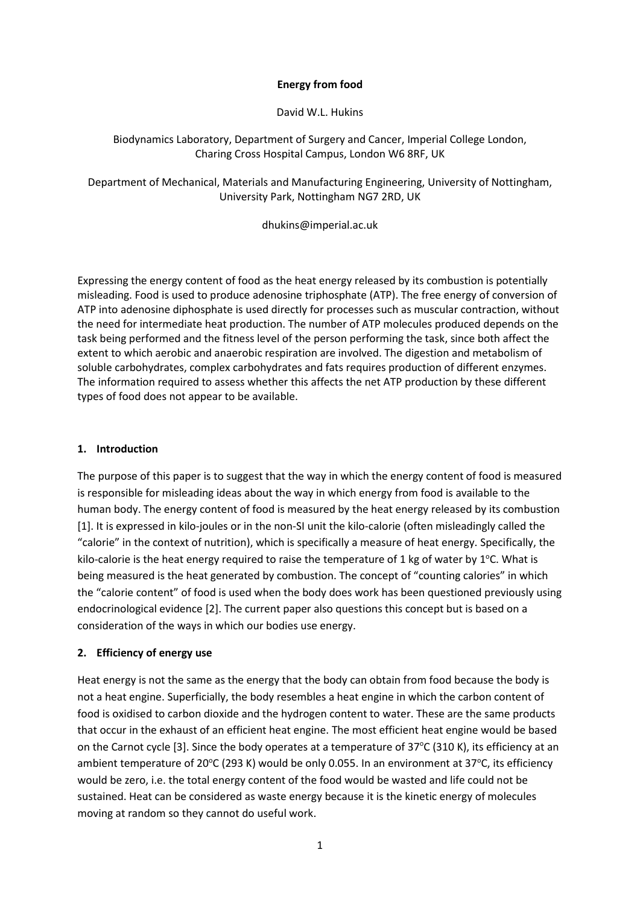# Energy from food

David W.L. Hukins

Biodynamics Laboratory, Department of Surgery and Cancer, Imperial College London, Charing Cross Hospital Campus, London W6 8RF, UK

Department of Mechanical, Materials and Manufacturing Engineering, University of Nottingham, University Park, Nottingham NG7 2RD, UK

dhukins@imperial.ac.uk

Expressing the energy content of food as the heat energy released by its combustion is potentially misleading. Food is used to produce adenosine triphosphate (ATP). The free energy of conversion of ATP into adenosine diphosphate is used directly for processes such as muscular contraction, without the need for intermediate heat production. The number of ATP molecules produced depends on the task being performed and the fitness level of the person performing the task, since both affect the extent to which aerobic and anaerobic respiration are involved. The digestion and metabolism of soluble carbohydrates, complex carbohydrates and fats requires production of different enzymes. The information required to assess whether this affects the net ATP production by these different types of food does not appear to be available.

## 1. Introduction

The purpose of this paper is to suggest that the way in which the energy content of food is measured is responsible for misleading ideas about the way in which energy from food is available to the human body. The energy content of food is measured by the heat energy released by its combustion [1]. It is expressed in kilo-joules or in the non-SI unit the kilo-calorie (often misleadingly called the "calorie" in the context of nutrition), which is specifically a measure of heat energy. Specifically, the kilo-calorie is the heat energy required to raise the temperature of 1 kg of water by 1°C. What is being measured is the heat generated by combustion. The concept of "counting calories" in which the "calorie content" of food is used when the body does work has been questioned previously using endocrinological evidence [2]. The current paper also questions this concept but is based on a consideration of the ways in which our bodies use energy.

## 2. Efficiency of energy use

Heat energy is not the same as the energy that the body can obtain from food because the body is not a heat engine. Superficially, the body resembles a heat engine in which the carbon content of food is oxidised to carbon dioxide and the hydrogen content to water. These are the same products that occur in the exhaust of an efficient heat engine. The most efficient heat engine would be based on the Carnot cycle [3]. Since the body operates at a temperature of 37°C (310 K), its efficiency at an ambient temperature of 20°C (293 K) would be only 0.055. In an environment at 37°C, its efficiency would be zero, i.e. the total energy content of the food would be wasted and life could not be sustained. Heat can be considered as waste energy because it is the kinetic energy of molecules moving at random so they cannot do useful work.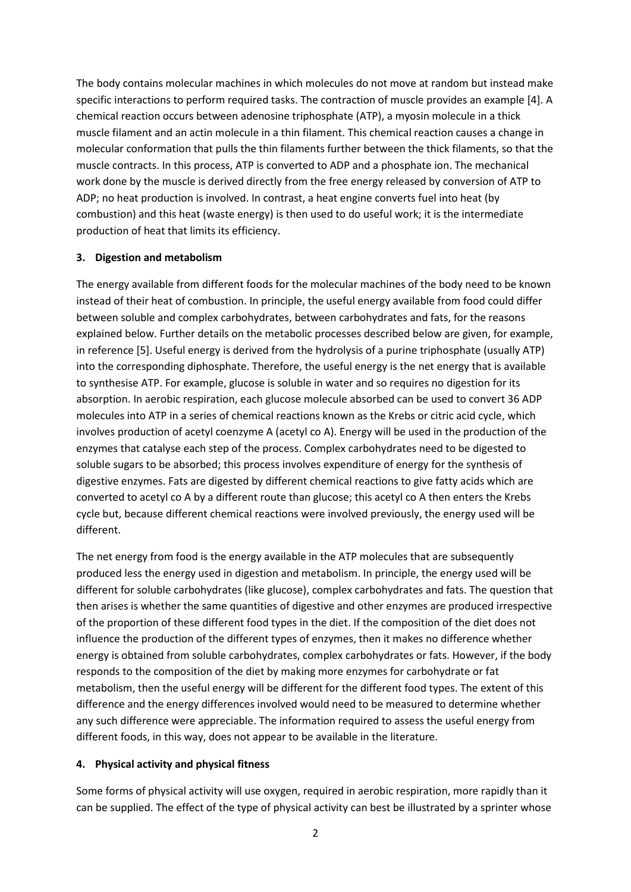The body contains molecular machines in which molecules do not move at random but instead make specific interactions to perform required tasks. The contraction of muscle provides an example [4]. A chemical reaction occurs between adenosine triphosphate (ATP), a myosin molecule in a thick muscle filament and an actin molecule in a thin filament. This chemical reaction causes a change in molecular conformation that pulls the thin filaments further between the thick filaments, so that the muscle contracts. In this process, ATP is converted to ADP and a phosphate ion. The mechanical work done by the muscle is derived directly from the free energy released by conversion of ATP to ADP; no heat production is involved. In contrast, a heat engine converts fuel into heat (by combustion) and this heat (waste energy) is then used to do useful work; it is the intermediate production of heat that limits its efficiency.

### 3. Digestion and metabolism

The energy available from different foods for the molecular machines of the body need to be known instead of their heat of combustion. In principle, the useful energy available from food could differ between soluble and complex carbohydrates, between carbohydrates and fats, for the reasons explained below. Further details on the metabolic processes described below are given, for example, in reference [5]. Useful energy is derived from the hydrolysis of a purine triphosphate (usually ATP) into the corresponding diphosphate. Therefore, the useful energy is the net energy that is available to synthesise ATP. For example, glucose is soluble in water and so requires no digestion for its absorption. In aerobic respiration, each glucose molecule absorbed can be used to convert 36 ADP molecules into ATP in a series of chemical reactions known as the Krebs or citric acid cycle, which involves production of acetyl coenzyme A (acetyl co A). Energy will be used in the production of the enzymes that catalyse each step of the process. Complex carbohydrates need to be digested to soluble sugars to be absorbed; this process involves expenditure of energy for the synthesis of digestive enzymes. Fats are digested by different chemical reactions to give fatty acids which are converted to acetyl co A by a different route than glucose; this acetyl co A then enters the Krebs cycle but, because different chemical reactions were involved previously, the energy used will be different.

The net energy from food is the energy available in the ATP molecules that are subsequently produced less the energy used in digestion and metabolism. In principle, the energy used will be different for soluble carbohydrates (like glucose), complex carbohydrates and fats. The question that then arises is whether the same quantities of digestive and other enzymes are produced irrespective of the proportion of these different food types in the diet. If the composition of the diet does not influence the production of the different types of enzymes, then it makes no difference whether energy is obtained from soluble carbohydrates, complex carbohydrates or fats. However, if the body responds to the composition of the diet by making more enzymes for carbohydrate or fat metabolism, then the useful energy will be different for the different food types. The extent of this difference and the energy differences involved would need to be measured to determine whether any such difference were appreciable. The information required to assess the useful energy from different foods, in this way, does not appear to be available in the literature.

### 4. Physical activity and physical fitness

Some forms of physical activity will use oxygen, required in aerobic respiration, more rapidly than it can be supplied. The effect of the type of physical activity can best be illustrated by a sprinter whose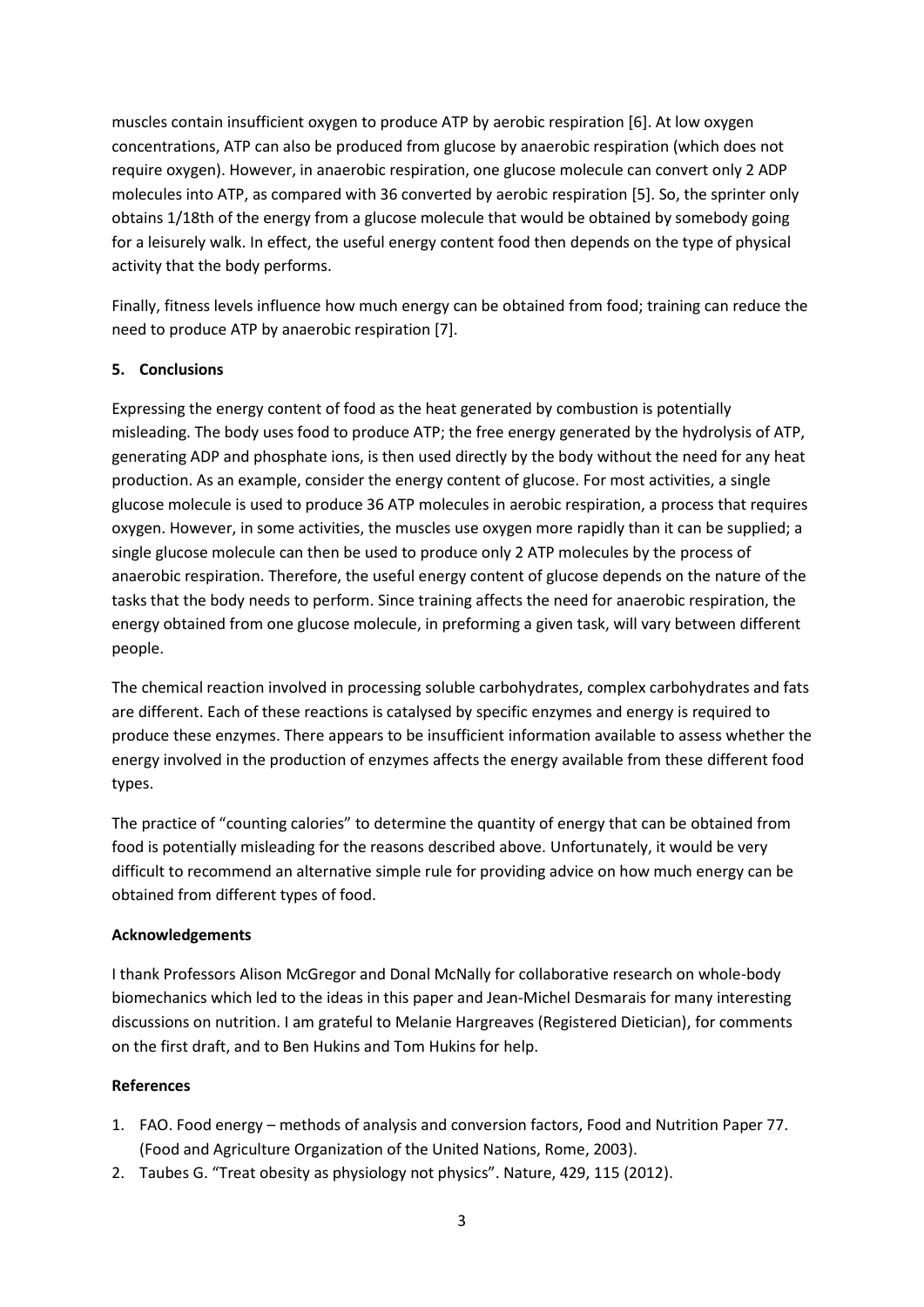muscles contain insufficient oxygen to produce ATP by aerobic respiration [6]. At low oxygen concentrations, ATP can also be produced from glucose by anaerobic respiration (which does not require oxygen). However, in anaerobic respiration, one glucose molecule can convert only 2 ADP molecules into ATP, as compared with 36 converted by aerobic respiration [5]. So, the sprinter only obtains 1/18th of the energy from a glucose molecule that would be obtained by somebody going for a leisurely walk. In effect, the useful energy content food then depends on the type of physical activity that the body performs.

Finally, fitness levels influence how much energy can be obtained from food; training can reduce the need to produce ATP by anaerobic respiration [7].

## 5. Conclusions

Expressing the energy content of food as the heat generated by combustion is potentially misleading. The body uses food to produce ATP; the free energy generated by the hydrolysis of ATP, generating ADP and phosphate ions, is then used directly by the body without the need for any heat production. As an example, consider the energy content of glucose. For most activities, a single glucose molecule is used to produce 36 ATP molecules in aerobic respiration, a process that requires oxygen. However, in some activities, the muscles use oxygen more rapidly than it can be supplied; a single glucose molecule can then be used to produce only 2 ATP molecules by the process of anaerobic respiration. Therefore, the useful energy content of glucose depends on the nature of the tasks that the body needs to perform. Since training affects the need for anaerobic respiration, the energy obtained from one glucose molecule, in preforming a given task, will vary between different people.

The chemical reaction involved in processing soluble carbohydrates, complex carbohydrates and fats are different. Each of these reactions is catalysed by specific enzymes and energy is required to produce these enzymes. There appears to be insufficient information available to assess whether the energy involved in the production of enzymes affects the energy available from these different food types.

The practice of "counting calories" to determine the quantity of energy that can be obtained from food is potentially misleading for the reasons described above. Unfortunately, it would be very difficult to recommend an alternative simple rule for providing advice on how much energy can be obtained from different types of food.

## Acknowledgements

I thank Professors Alison McGregor and Donal McNally for collaborative research on whole-body biomechanics which led to the ideas in this paper and Jean-Michel Desmarais for many interesting discussions on nutrition. I am grateful to Melanie Hargreaves (Registered Dietician), for comments on the first draft, and to Ben Hukins and Tom Hukins for help.

## References

1. FAO. Food energy – methods of analysis and conversion factors, Food and Nutrition Paper 77. (Food and Agriculture Organization of the United Nations, Rome, 2003).
2. Taubes G. "Treat obesity as physiology not physics". Nature, 429, 115 (2012).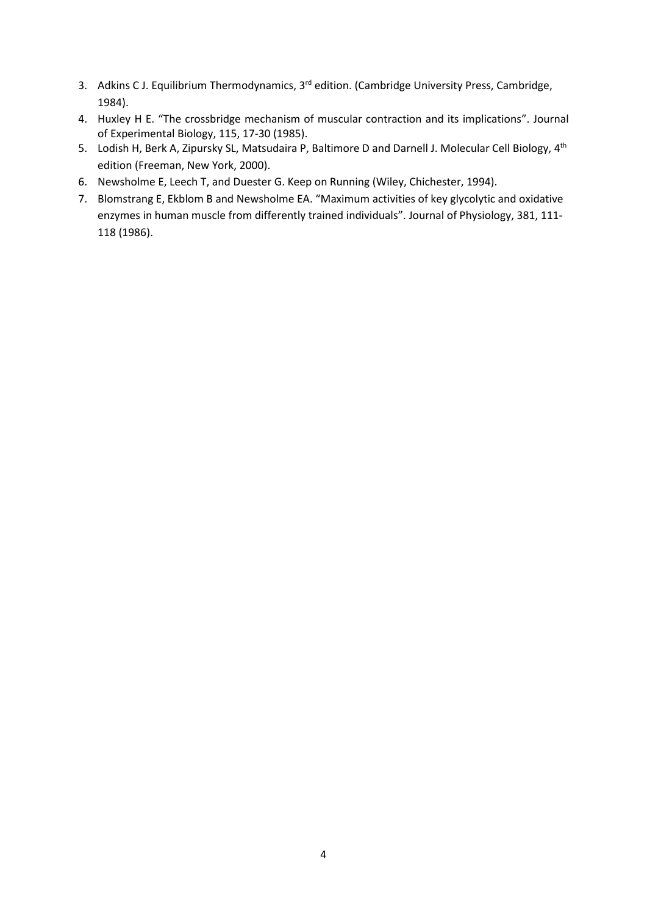3. Adkins C J. Equilibrium Thermodynamics, 3rd edition. (Cambridge University Press, Cambridge, 1984).
4. Huxley H E. "The crossbridge mechanism of muscular contraction and its implications". Journal of Experimental Biology, 115, 17-30 (1985).
5. Lodish H, Berk A, Zipursky SL, Matsudaira P, Baltimore D and Darnell J. Molecular Cell Biology, 4th edition (Freeman, New York, 2000).
6. Newsholme E, Leech T, and Duester G. Keep on Running (Wiley, Chichester, 1994).
7. Blomstrang E, Ekblom B and Newsholme EA. "Maximum activities of key glycolytic and oxidative enzymes in human muscle from differently trained individuals". Journal of Physiology, 381, 111-118 (1986).